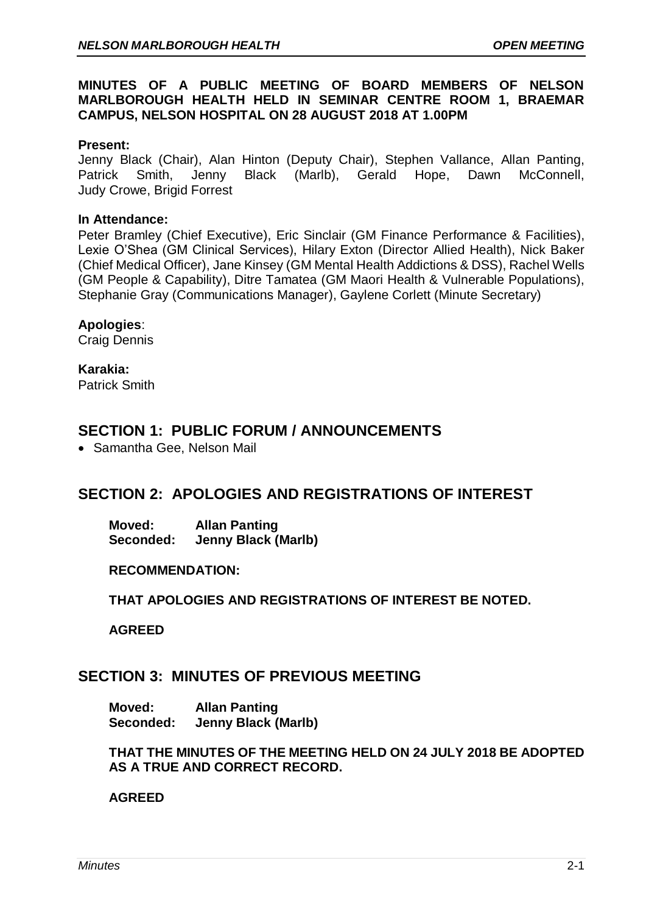**MINUTES OF A PUBLIC MEETING OF BOARD MEMBERS OF NELSON MARLBOROUGH HEALTH HELD IN SEMINAR CENTRE ROOM 1, BRAEMAR CAMPUS, NELSON HOSPITAL ON 28 AUGUST 2018 AT 1.00PM**

**Present:**
Jenny Black (Chair), Alan Hinton (Deputy Chair), Stephen Vallance, Allan Panting, Patrick Smith, Jenny Black (Marlb), Gerald Hope, Dawn McConnell, Judy Crowe, Brigid Forrest

**In Attendance:**
Peter Bramley (Chief Executive), Eric Sinclair (GM Finance Performance & Facilities), Lexie O'Shea (GM Clinical Services), Hilary Exton (Director Allied Health), Nick Baker (Chief Medical Officer), Jane Kinsey (GM Mental Health Addictions & DSS), Rachel Wells (GM People & Capability), Ditre Tamatea (GM Maori Health & Vulnerable Populations), Stephanie Gray (Communications Manager), Gaylene Corlett (Minute Secretary)

**Apologies**:
Craig Dennis

**Karakia:**
Patrick Smith

## SECTION 1: PUBLIC FORUM / ANNOUNCEMENTS

- Samantha Gee, Nelson Mail

## SECTION 2: APOLOGIES AND REGISTRATIONS OF INTEREST

**Moved: Allan Panting**
**Seconded: Jenny Black (Marlb)**

**RECOMMENDATION:**

**THAT APOLOGIES AND REGISTRATIONS OF INTEREST BE NOTED.**

**AGREED**

## SECTION 3: MINUTES OF PREVIOUS MEETING

**Moved: Allan Panting**
**Seconded: Jenny Black (Marlb)**

**THAT THE MINUTES OF THE MEETING HELD ON 24 JULY 2018 BE ADOPTED AS A TRUE AND CORRECT RECORD.**

**AGREED**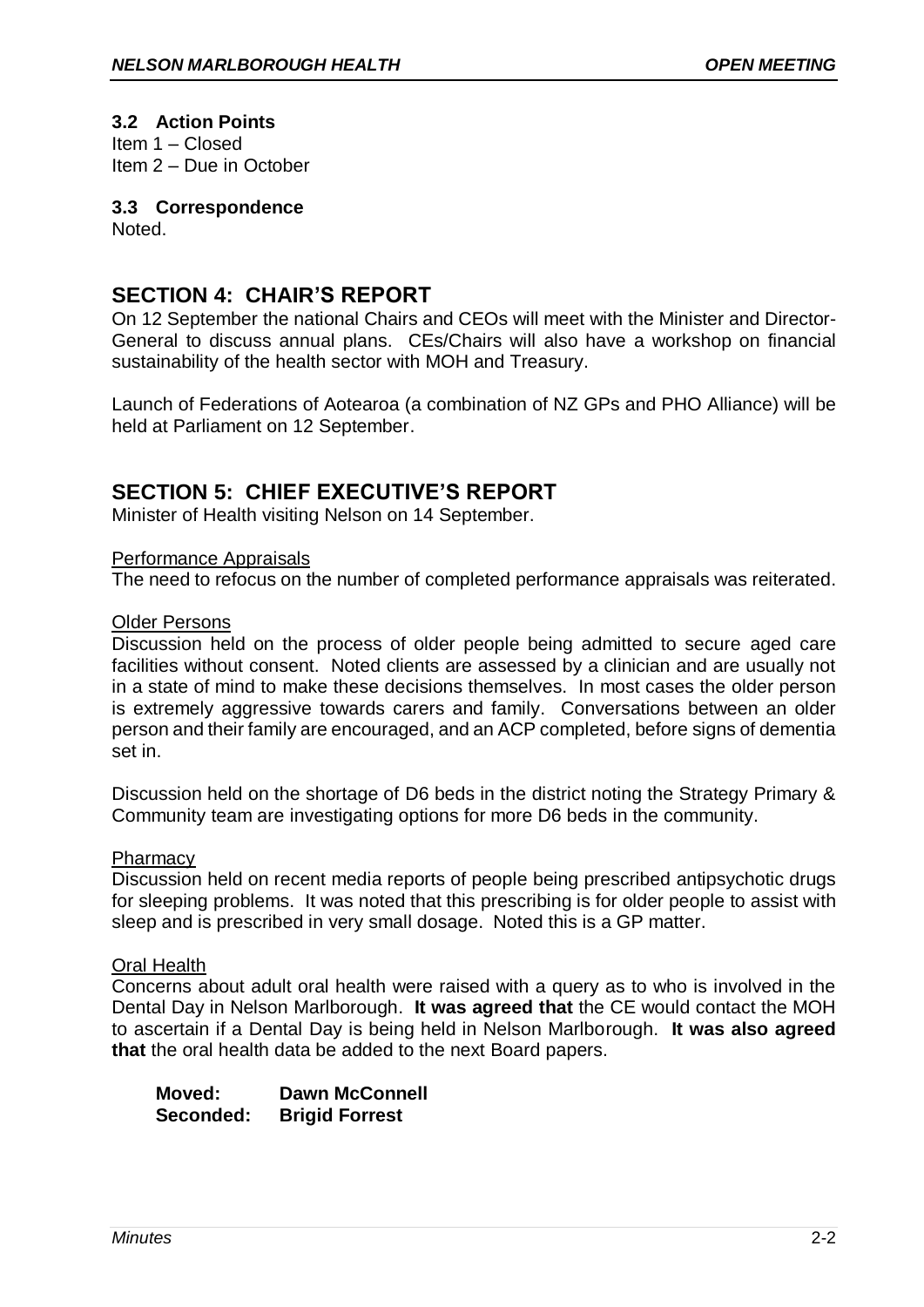### 3.2 Action Points

Item 1 – Closed
Item 2 – Due in October

### 3.3 Correspondence

Noted.

## SECTION 4: CHAIR'S REPORT

On 12 September the national Chairs and CEOs will meet with the Minister and Director-General to discuss annual plans. CEs/Chairs will also have a workshop on financial sustainability of the health sector with MOH and Treasury.

Launch of Federations of Aotearoa (a combination of NZ GPs and PHO Alliance) will be held at Parliament on 12 September.

## SECTION 5: CHIEF EXECUTIVE'S REPORT

Minister of Health visiting Nelson on 14 September.

<u>Performance Appraisals</u>

The need to refocus on the number of completed performance appraisals was reiterated.

<u>Older Persons</u>

Discussion held on the process of older people being admitted to secure aged care facilities without consent. Noted clients are assessed by a clinician and are usually not in a state of mind to make these decisions themselves. In most cases the older person is extremely aggressive towards carers and family. Conversations between an older person and their family are encouraged, and an ACP completed, before signs of dementia set in.

Discussion held on the shortage of D6 beds in the district noting the Strategy Primary & Community team are investigating options for more D6 beds in the community.

<u>Pharmacy</u>

Discussion held on recent media reports of people being prescribed antipsychotic drugs for sleeping problems. It was noted that this prescribing is for older people to assist with sleep and is prescribed in very small dosage. Noted this is a GP matter.

<u>Oral Health</u>

Concerns about adult oral health were raised with a query as to who is involved in the Dental Day in Nelson Marlborough. **It was agreed that** the CE would contact the MOH to ascertain if a Dental Day is being held in Nelson Marlborough. **It was also agreed that** the oral health data be added to the next Board papers.

**Moved:** **Dawn McConnell**
**Seconded:** **Brigid Forrest**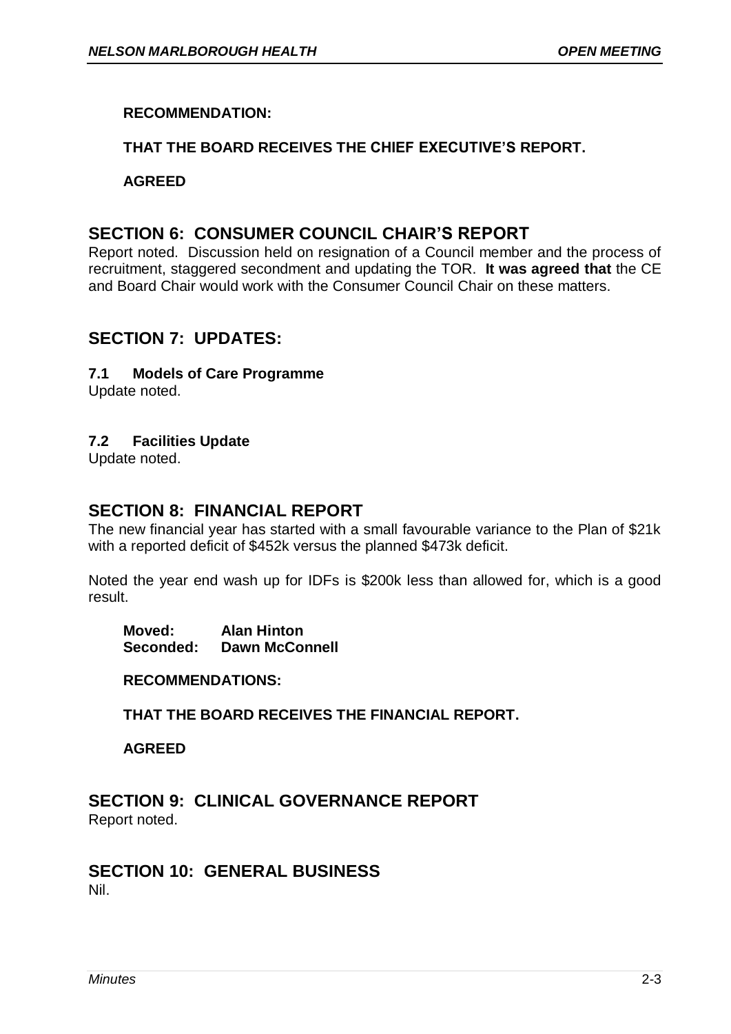**RECOMMENDATION:**

**THAT THE BOARD RECEIVES THE CHIEF EXECUTIVE'S REPORT.**

**AGREED**

## SECTION 6: CONSUMER COUNCIL CHAIR'S REPORT

Report noted. Discussion held on resignation of a Council member and the process of recruitment, staggered secondment and updating the TOR. **It was agreed that** the CE and Board Chair would work with the Consumer Council Chair on these matters.

## SECTION 7: UPDATES:

### 7.1 Models of Care Programme

Update noted.

### 7.2 Facilities Update

Update noted.

## SECTION 8: FINANCIAL REPORT

The new financial year has started with a small favourable variance to the Plan of $21k with a reported deficit of $452k versus the planned $473k deficit.

Noted the year end wash up for IDFs is $200k less than allowed for, which is a good result.

**Moved: Alan Hinton**
**Seconded: Dawn McConnell**

**RECOMMENDATIONS:**

**THAT THE BOARD RECEIVES THE FINANCIAL REPORT.**

**AGREED**

## SECTION 9: CLINICAL GOVERNANCE REPORT

Report noted.

## SECTION 10: GENERAL BUSINESS

Nil.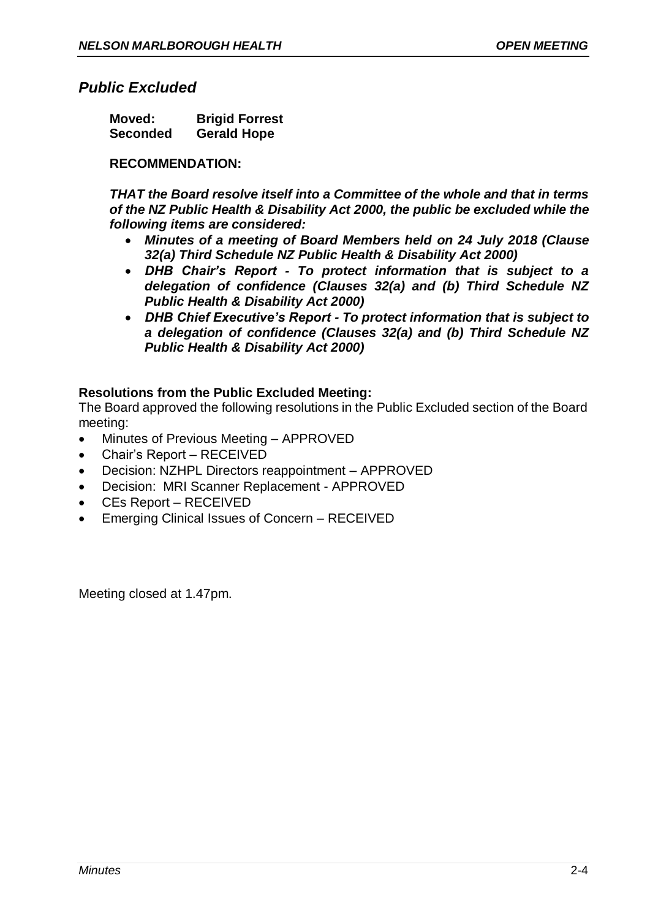## *Public Excluded*

**Moved:** **Brigid Forrest**
**Seconded** **Gerald Hope**

**RECOMMENDATION:**

***THAT the Board resolve itself into a Committee of the whole and that in terms of the NZ Public Health & Disability Act 2000, the public be excluded while the following items are considered:***

- ***Minutes of a meeting of Board Members held on 24 July 2018 (Clause 32(a) Third Schedule NZ Public Health & Disability Act 2000)***
- ***DHB Chair's Report - To protect information that is subject to a delegation of confidence (Clauses 32(a) and (b) Third Schedule NZ Public Health & Disability Act 2000)***
- ***DHB Chief Executive's Report - To protect information that is subject to a delegation of confidence (Clauses 32(a) and (b) Third Schedule NZ Public Health & Disability Act 2000)***

**Resolutions from the Public Excluded Meeting:**

The Board approved the following resolutions in the Public Excluded section of the Board meeting:

- Minutes of Previous Meeting – APPROVED
- Chair's Report – RECEIVED
- Decision: NZHPL Directors reappointment – APPROVED
- Decision: MRI Scanner Replacement - APPROVED
- CEs Report – RECEIVED
- Emerging Clinical Issues of Concern – RECEIVED

Meeting closed at 1.47pm.